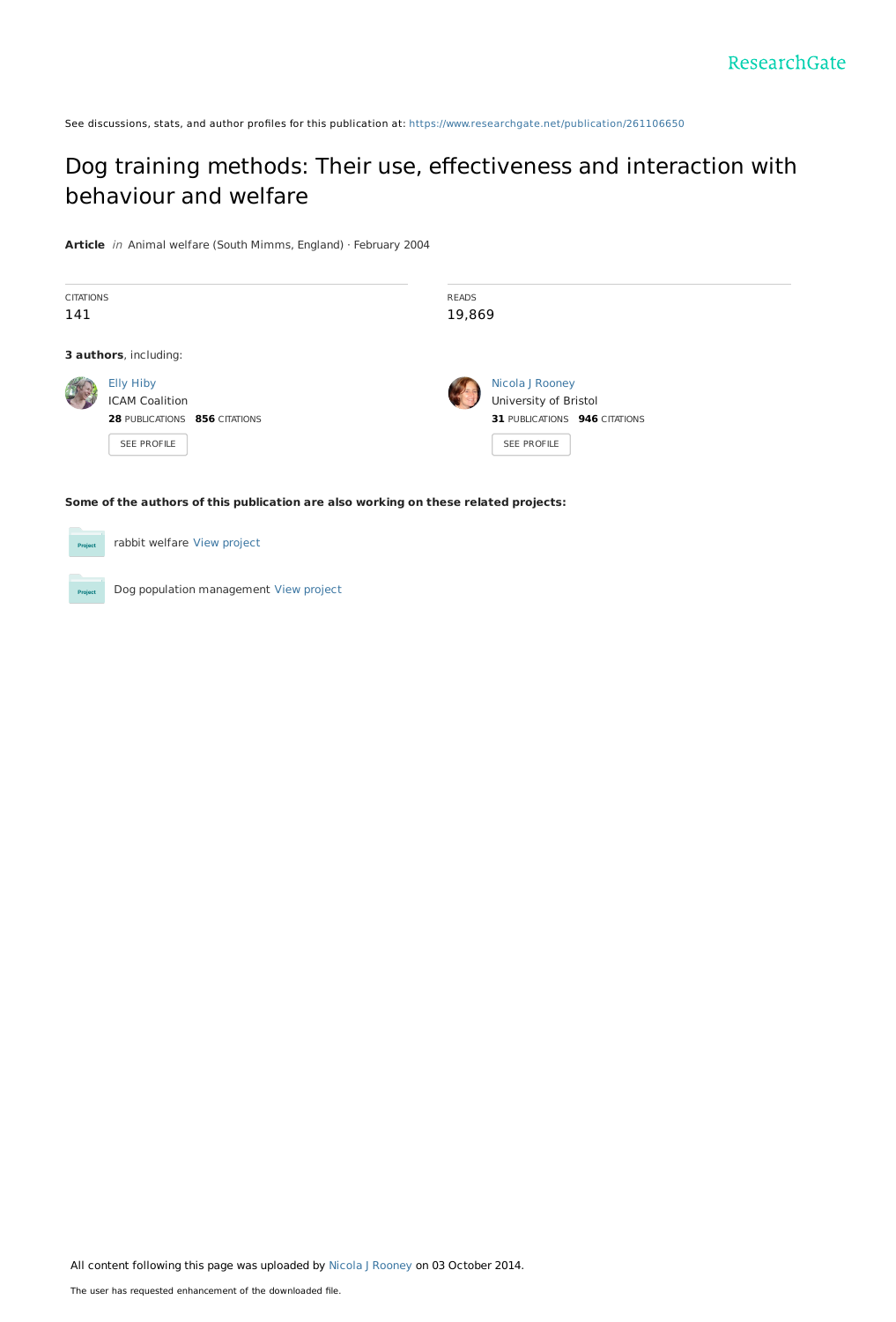ResearchGate

See discussions, stats, and author profiles for this publication at: https://www.researchgate.net/publication/261106650

# Dog training methods: Their use, effectiveness and interaction with behaviour and welfare

**Article** *in* Animal welfare (South Mimms, England) · February 2004

| CITATIONS | READS |
| --- | --- |
| 141 | 19,869 |

**3 authors**, including:

Elly Hiby
ICAM Coalition
**28** PUBLICATIONS **856** CITATIONS
SEE PROFILE

Nicola J Rooney
University of Bristol
**31** PUBLICATIONS **946** CITATIONS
SEE PROFILE

**Some of the authors of this publication are also working on these related projects:**

rabbit welfare View project

Dog population management View project

All content following this page was uploaded by Nicola J Rooney on 03 October 2014.

The user has requested enhancement of the downloaded file.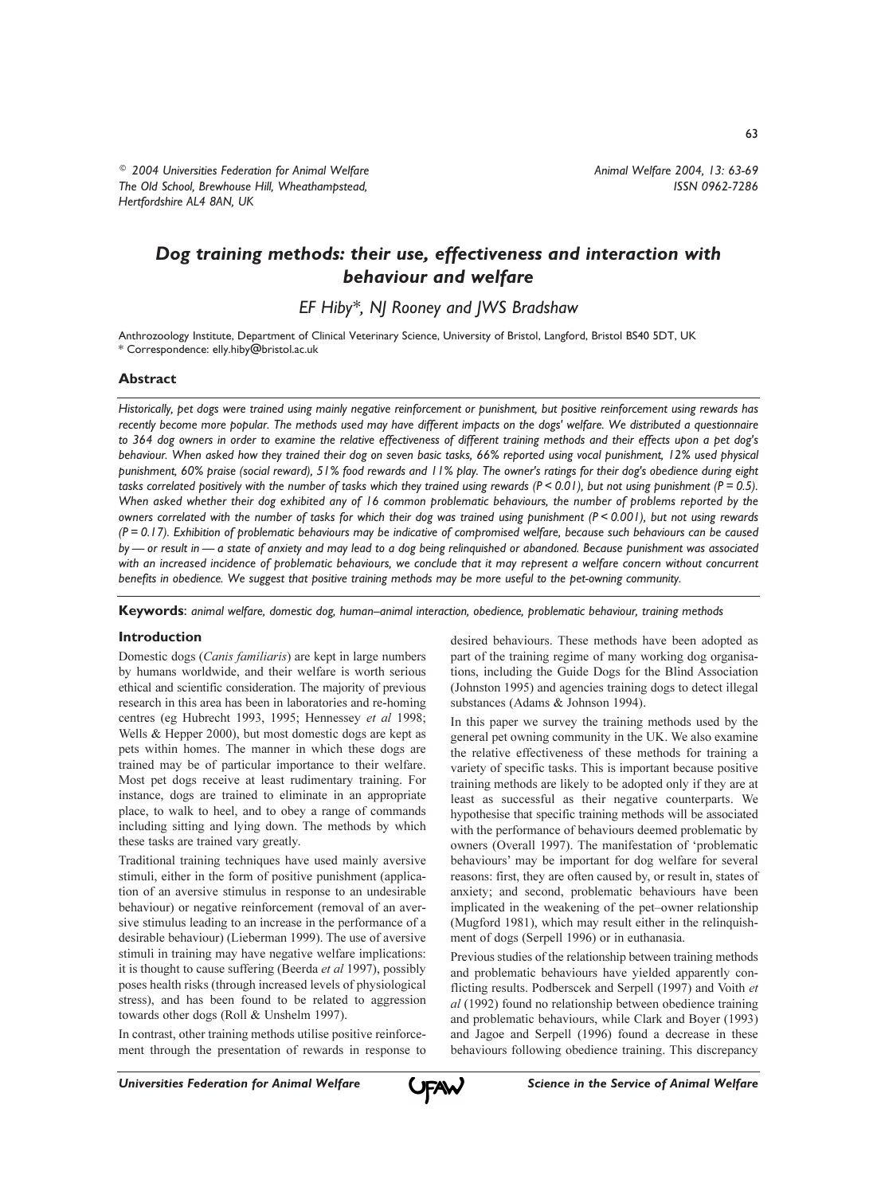# *Dog training methods: their use, effectiveness and interaction with behaviour and welfare*

*EF Hiby\*, NJ Rooney and JWS Bradshaw*

Anthrozoology Institute, Department of Clinical Veterinary Science, University of Bristol, Langford, Bristol BS40 5DT, UK
\* Correspondence: elly.hiby@bristol.ac.uk

## Abstract

*Historically, pet dogs were trained using mainly negative reinforcement or punishment, but positive reinforcement using rewards has recently become more popular. The methods used may have different impacts on the dogs' welfare. We distributed a questionnaire to 364 dog owners in order to examine the relative effectiveness of different training methods and their effects upon a pet dog's behaviour. When asked how they trained their dog on seven basic tasks, 66% reported using vocal punishment, 12% used physical punishment, 60% praise (social reward), 51% food rewards and 11% play. The owner's ratings for their dog's obedience during eight tasks correlated positively with the number of tasks which they trained using rewards ($P < 0.01$), but not using punishment ($P = 0.5$). When asked whether their dog exhibited any of 16 common problematic behaviours, the number of problems reported by the owners correlated with the number of tasks for which their dog was trained using punishment ($P < 0.001$), but not using rewards ($P = 0.17$). Exhibition of problematic behaviours may be indicative of compromised welfare, because such behaviours can be caused by — or result in — a state of anxiety and may lead to a dog being relinquished or abandoned. Because punishment was associated with an increased incidence of problematic behaviours, we conclude that it may represent a welfare concern without concurrent benefits in obedience. We suggest that positive training methods may be more useful to the pet-owning community.*

**Keywords**: *animal welfare, domestic dog, human–animal interaction, obedience, problematic behaviour, training methods*

## Introduction

Domestic dogs (*Canis familiaris*) are kept in large numbers by humans worldwide, and their welfare is worth serious ethical and scientific consideration. The majority of previous research in this area has been in laboratories and re-homing centres (eg Hubrecht 1993, 1995; Hennessey *et al* 1998; Wells & Hepper 2000), but most domestic dogs are kept as pets within homes. The manner in which these dogs are trained may be of particular importance to their welfare. Most pet dogs receive at least rudimentary training. For instance, dogs are trained to eliminate in an appropriate place, to walk to heel, and to obey a range of commands including sitting and lying down. The methods by which these tasks are trained vary greatly.

Traditional training techniques have used mainly aversive stimuli, either in the form of positive punishment (application of an aversive stimulus in response to an undesirable behaviour) or negative reinforcement (removal of an aversive stimulus leading to an increase in the performance of a desirable behaviour) (Lieberman 1999). The use of aversive stimuli in training may have negative welfare implications: it is thought to cause suffering (Beerda *et al* 1997), possibly poses health risks (through increased levels of physiological stress), and has been found to be related to aggression towards other dogs (Roll & Unshelm 1997).

In contrast, other training methods utilise positive reinforcement through the presentation of rewards in response to desired behaviours. These methods have been adopted as part of the training regime of many working dog organisations, including the Guide Dogs for the Blind Association (Johnston 1995) and agencies training dogs to detect illegal substances (Adams & Johnson 1994).

In this paper we survey the training methods used by the general pet owning community in the UK. We also examine the relative effectiveness of these methods for training a variety of specific tasks. This is important because positive training methods are likely to be adopted only if they are at least as successful as their negative counterparts. We hypothesise that specific training methods will be associated with the performance of behaviours deemed problematic by owners (Overall 1997). The manifestation of 'problematic behaviours' may be important for dog welfare for several reasons: first, they are often caused by, or result in, states of anxiety; and second, problematic behaviours have been implicated in the weakening of the pet–owner relationship (Mugford 1981), which may result either in the relinquishment of dogs (Serpell 1996) or in euthanasia.

Previous studies of the relationship between training methods and problematic behaviours have yielded apparently conflicting results. Podberscek and Serpell (1997) and Voith *et al* (1992) found no relationship between obedience training and problematic behaviours, while Clark and Boyer (1993) and Jagoe and Serpell (1996) found a decrease in these behaviours following obedience training. This discrepancy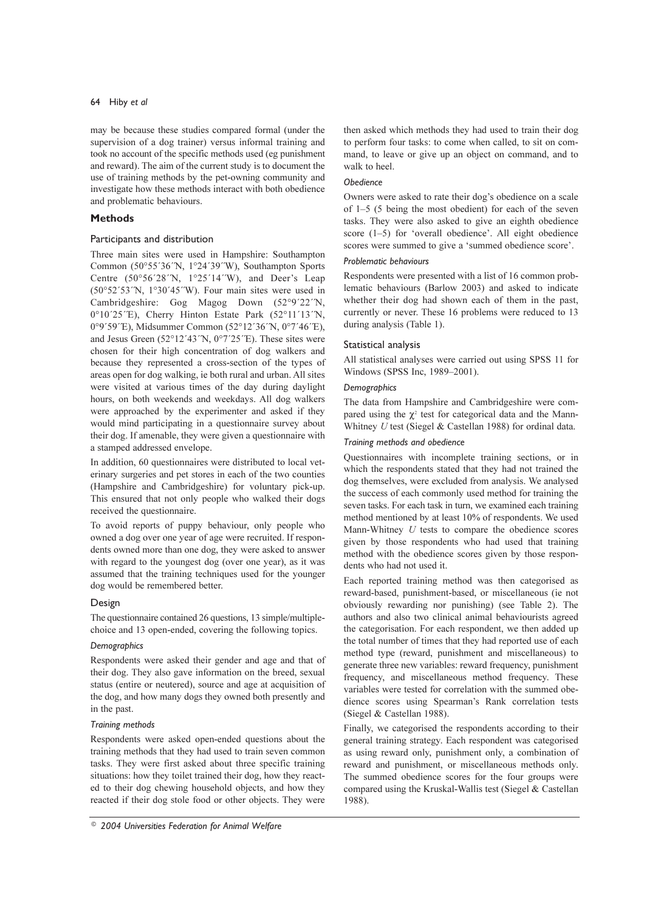may be because these studies compared formal (under the supervision of a dog trainer) versus informal training and took no account of the specific methods used (eg punishment and reward). The aim of the current study is to document the use of training methods by the pet-owning community and investigate how these methods interact with both obedience and problematic behaviours.

## Methods

### Participants and distribution

Three main sites were used in Hampshire: Southampton Common (50°55´36´´N, 1°24´39´´W), Southampton Sports Centre (50°56´28´´N, 1°25´14´´W), and Deer's Leap (50°52´53´´N, 1°30´45´´W). Four main sites were used in Cambridgeshire: Gog Magog Down (52°9´22´´N, 0°10´25´´E), Cherry Hinton Estate Park (52°11´13´´N, 0°9´59´´E), Midsummer Common (52°12´36´´N, 0°7´46´´E), and Jesus Green (52°12´43´´N, 0°7´25´´E). These sites were chosen for their high concentration of dog walkers and because they represented a cross-section of the types of areas open for dog walking, ie both rural and urban. All sites were visited at various times of the day during daylight hours, on both weekends and weekdays. All dog walkers were approached by the experimenter and asked if they would mind participating in a questionnaire survey about their dog. If amenable, they were given a questionnaire with a stamped addressed envelope.

In addition, 60 questionnaires were distributed to local veterinary surgeries and pet stores in each of the two counties (Hampshire and Cambridgeshire) for voluntary pick-up. This ensured that not only people who walked their dogs received the questionnaire.

To avoid reports of puppy behaviour, only people who owned a dog over one year of age were recruited. If respondents owned more than one dog, they were asked to answer with regard to the youngest dog (over one year), as it was assumed that the training techniques used for the younger dog would be remembered better.

### Design

The questionnaire contained 26 questions, 13 simple/multiple-choice and 13 open-ended, covering the following topics.

#### *Demographics*

Respondents were asked their gender and age and that of their dog. They also gave information on the breed, sexual status (entire or neutered), source and age at acquisition of the dog, and how many dogs they owned both presently and in the past.

#### *Training methods*

Respondents were asked open-ended questions about the training methods that they had used to train seven common tasks. They were first asked about three specific training situations: how they toilet trained their dog, how they reacted to their dog chewing household objects, and how they reacted if their dog stole food or other objects. They were then asked which methods they had used to train their dog to perform four tasks: to come when called, to sit on command, to leave or give up an object on command, and to walk to heel.

#### *Obedience*

Owners were asked to rate their dog's obedience on a scale of 1–5 (5 being the most obedient) for each of the seven tasks. They were also asked to give an eighth obedience score (1–5) for 'overall obedience'. All eight obedience scores were summed to give a 'summed obedience score'.

#### *Problematic behaviours*

Respondents were presented with a list of 16 common problematic behaviours (Barlow 2003) and asked to indicate whether their dog had shown each of them in the past, currently or never. These 16 problems were reduced to 13 during analysis (Table 1).

### Statistical analysis

All statistical analyses were carried out using SPSS 11 for Windows (SPSS Inc, 1989–2001).

#### *Demographics*

The data from Hampshire and Cambridgeshire were compared using the $\chi^2$ test for categorical data and the Mann-Whitney *U* test (Siegel & Castellan 1988) for ordinal data.

#### *Training methods and obedience*

Questionnaires with incomplete training sections, or in which the respondents stated that they had not trained the dog themselves, were excluded from analysis. We analysed the success of each commonly used method for training the seven tasks. For each task in turn, we examined each training method mentioned by at least 10% of respondents. We used Mann-Whitney *U* tests to compare the obedience scores given by those respondents who had used that training method with the obedience scores given by those respondents who had not used it.

Each reported training method was then categorised as reward-based, punishment-based, or miscellaneous (ie not obviously rewarding nor punishing) (see Table 2). The authors and also two clinical animal behaviourists agreed the categorisation. For each respondent, we then added up the total number of times that they had reported use of each method type (reward, punishment and miscellaneous) to generate three new variables: reward frequency, punishment frequency, and miscellaneous method frequency. These variables were tested for correlation with the summed obedience scores using Spearman's Rank correlation tests (Siegel & Castellan 1988).

Finally, we categorised the respondents according to their general training strategy. Each respondent was categorised as using reward only, punishment only, a combination of reward and punishment, or miscellaneous methods only. The summed obedience scores for the four groups were compared using the Kruskal-Wallis test (Siegel & Castellan 1988).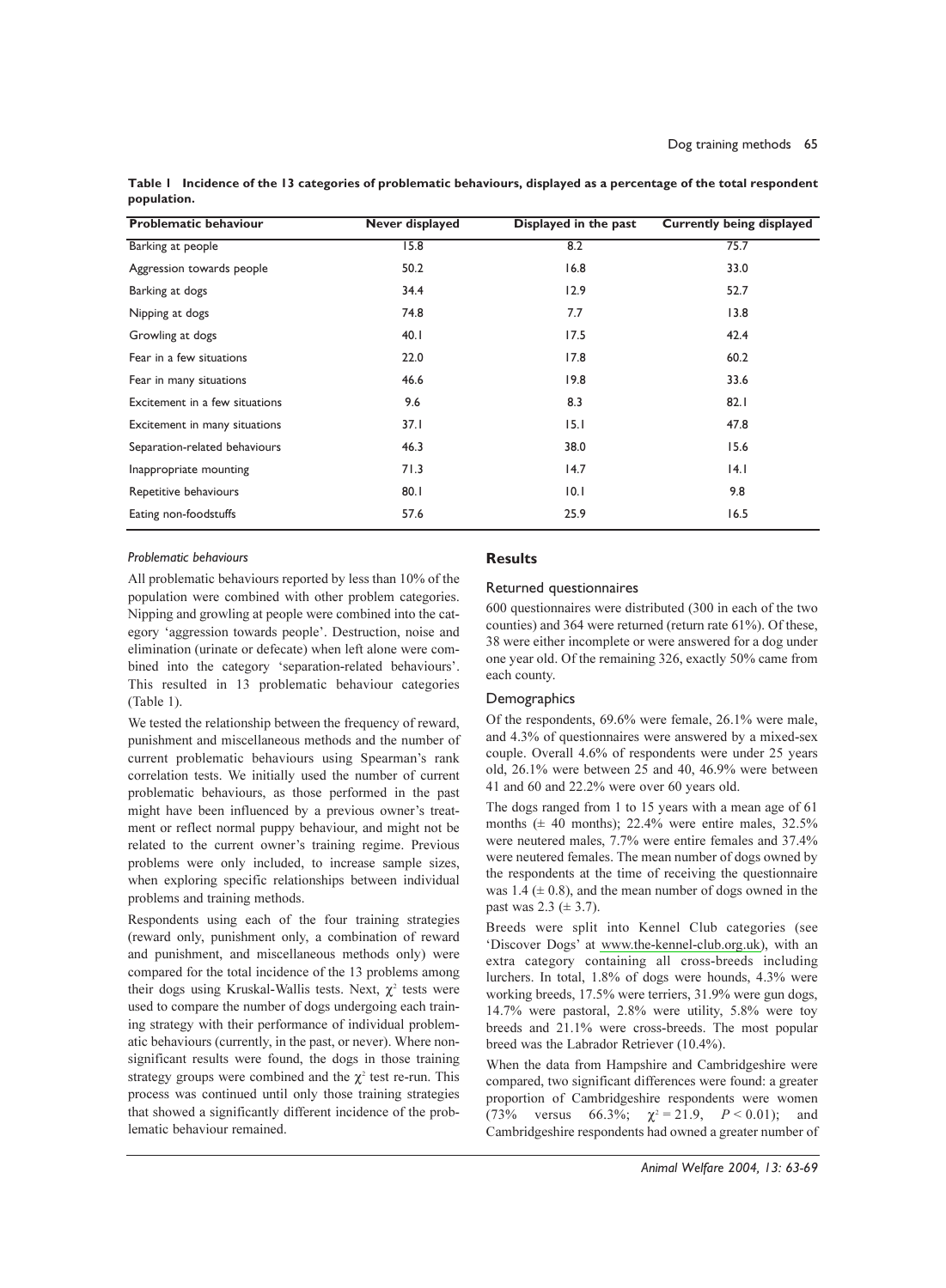**Table 1 Incidence of the 13 categories of problematic behaviours, displayed as a percentage of the total respondent population.**

| Problematic behaviour | Never displayed | Displayed in the past | Currently being displayed |
|---|---|---|---|
| Barking at people | 15.8 | 8.2 | 75.7 |
| Aggression towards people | 50.2 | 16.8 | 33.0 |
| Barking at dogs | 34.4 | 12.9 | 52.7 |
| Nipping at dogs | 74.8 | 7.7 | 13.8 |
| Growling at dogs | 40.1 | 17.5 | 42.4 |
| Fear in a few situations | 22.0 | 17.8 | 60.2 |
| Fear in many situations | 46.6 | 19.8 | 33.6 |
| Excitement in a few situations | 9.6 | 8.3 | 82.1 |
| Excitement in many situations | 37.1 | 15.1 | 47.8 |
| Separation-related behaviours | 46.3 | 38.0 | 15.6 |
| Inappropriate mounting | 71.3 | 14.7 | 14.1 |
| Repetitive behaviours | 80.1 | 10.1 | 9.8 |
| Eating non-foodstuffs | 57.6 | 25.9 | 16.5 |

*Problematic behaviours*

All problematic behaviours reported by less than 10% of the population were combined with other problem categories. Nipping and growling at people were combined into the category 'aggression towards people'. Destruction, noise and elimination (urinate or defecate) when left alone were combined into the category 'separation-related behaviours'. This resulted in 13 problematic behaviour categories (Table 1).

We tested the relationship between the frequency of reward, punishment and miscellaneous methods and the number of current problematic behaviours using Spearman's rank correlation tests. We initially used the number of current problematic behaviours, as those performed in the past might have been influenced by a previous owner's treatment or reflect normal puppy behaviour, and might not be related to the current owner's training regime. Previous problems were only included, to increase sample sizes, when exploring specific relationships between individual problems and training methods.

Respondents using each of the four training strategies (reward only, punishment only, a combination of reward and punishment, and miscellaneous methods only) were compared for the total incidence of the 13 problems among their dogs using Kruskal-Wallis tests. Next, $\chi^2$ tests were used to compare the number of dogs undergoing each training strategy with their performance of individual problematic behaviours (currently, in the past, or never). Where non-significant results were found, the dogs in those training strategy groups were combined and the $\chi^2$ test re-run. This process was continued until only those training strategies that showed a significantly different incidence of the problematic behaviour remained.

## Results

### Returned questionnaires

600 questionnaires were distributed (300 in each of the two counties) and 364 were returned (return rate 61%). Of these, 38 were either incomplete or were answered for a dog under one year old. Of the remaining 326, exactly 50% came from each county.

### Demographics

Of the respondents, 69.6% were female, 26.1% were male, and 4.3% of questionnaires were answered by a mixed-sex couple. Overall 4.6% of respondents were under 25 years old, 26.1% were between 25 and 40, 46.9% were between 41 and 60 and 22.2% were over 60 years old.

The dogs ranged from 1 to 15 years with a mean age of 61 months (± 40 months); 22.4% were entire males, 32.5% were neutered males, 7.7% were entire females and 37.4% were neutered females. The mean number of dogs owned by the respondents at the time of receiving the questionnaire was 1.4 (± 0.8), and the mean number of dogs owned in the past was 2.3 (± 3.7).

Breeds were split into Kennel Club categories (see 'Discover Dogs' at www.the-kennel-club.org.uk), with an extra category containing all cross-breeds including lurchers. In total, 1.8% of dogs were hounds, 4.3% were working breeds, 17.5% were terriers, 31.9% were gun dogs, 14.7% were pastoral, 2.8% were utility, 5.8% were toy breeds and 21.1% were cross-breeds. The most popular breed was the Labrador Retriever (10.4%).

When the data from Hampshire and Cambridgeshire were compared, two significant differences were found: a greater proportion of Cambridgeshire respondents were women (73% versus 66.3%; $\chi^2 = 21.9$, $P < 0.01$); and Cambridgeshire respondents had owned a greater number of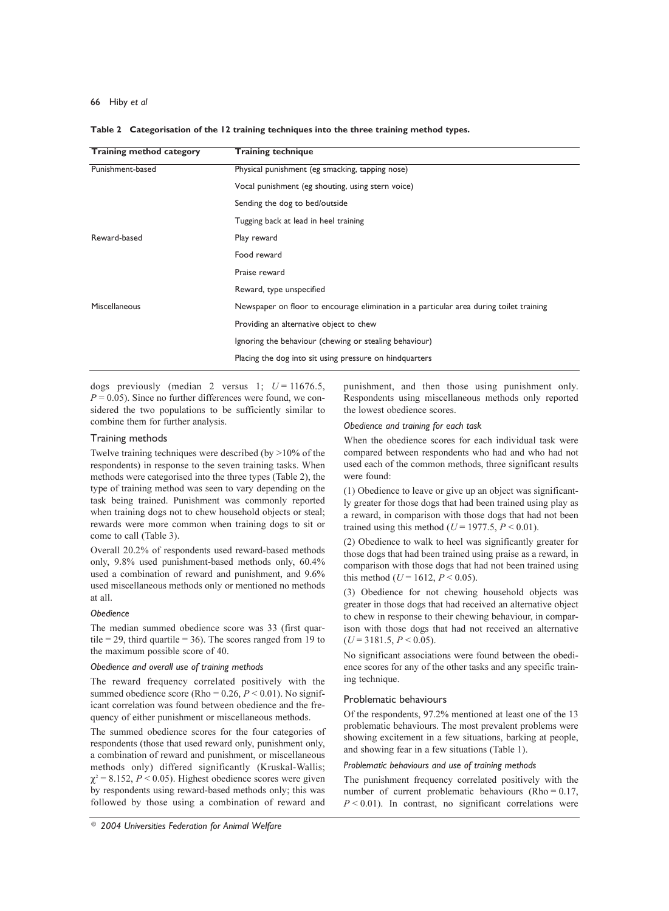**Table 2 Categorisation of the 12 training techniques into the three training method types.**

| Training method category | Training technique |
|---|---|
| Punishment-based | Physical punishment (eg smacking, tapping nose) |
| | Vocal punishment (eg shouting, using stern voice) |
| | Sending the dog to bed/outside |
| | Tugging back at lead in heel training |
| Reward-based | Play reward |
| | Food reward |
| | Praise reward |
| | Reward, type unspecified |
| Miscellaneous | Newspaper on floor to encourage elimination in a particular area during toilet training |
| | Providing an alternative object to chew |
| | Ignoring the behaviour (chewing or stealing behaviour) |
| | Placing the dog into sit using pressure on hindquarters |

dogs previously (median 2 versus 1; $U = 11676.5$, $P = 0.05$). Since no further differences were found, we considered the two populations to be sufficiently similar to combine them for further analysis.

## Training methods

Twelve training techniques were described (by >10% of the respondents) in response to the seven training tasks. When methods were categorised into the three types (Table 2), the type of training method was seen to vary depending on the task being trained. Punishment was commonly reported when training dogs not to chew household objects or steal; rewards were more common when training dogs to sit or come to call (Table 3).

Overall 20.2% of respondents used reward-based methods only, 9.8% used punishment-based methods only, 60.4% used a combination of reward and punishment, and 9.6% used miscellaneous methods only or mentioned no methods at all.

### *Obedience*

The median summed obedience score was 33 (first quartile = 29, third quartile = 36). The scores ranged from 19 to the maximum possible score of 40.

### *Obedience and overall use of training methods*

The reward frequency correlated positively with the summed obedience score (Rho = 0.26, $P < 0.01$). No significant correlation was found between obedience and the frequency of either punishment or miscellaneous methods.

The summed obedience scores for the four categories of respondents (those that used reward only, punishment only, a combination of reward and punishment, or miscellaneous methods only) differed significantly (Kruskal-Wallis; $\chi^2 = 8.152$, $P < 0.05$). Highest obedience scores were given by respondents using reward-based methods only; this was followed by those using a combination of reward and punishment, and then those using punishment only. Respondents using miscellaneous methods only reported the lowest obedience scores.

### *Obedience and training for each task*

When the obedience scores for each individual task were compared between respondents who had and who had not used each of the common methods, three significant results were found:

(1) Obedience to leave or give up an object was significantly greater for those dogs that had been trained using play as a reward, in comparison with those dogs that had not been trained using this method ($U = 1977.5$, $P < 0.01$).

(2) Obedience to walk to heel was significantly greater for those dogs that had been trained using praise as a reward, in comparison with those dogs that had not been trained using this method ($U = 1612$, $P < 0.05$).

(3) Obedience for not chewing household objects was greater in those dogs that had received an alternative object to chew in response to their chewing behaviour, in comparison with those dogs that had not received an alternative ($U = 3181.5$, $P < 0.05$).

No significant associations were found between the obedience scores for any of the other tasks and any specific training technique.

## Problematic behaviours

Of the respondents, 97.2% mentioned at least one of the 13 problematic behaviours. The most prevalent problems were showing excitement in a few situations, barking at people, and showing fear in a few situations (Table 1).

### *Problematic behaviours and use of training methods*

The punishment frequency correlated positively with the number of current problematic behaviours (Rho = 0.17, $P < 0.01$). In contrast, no significant correlations were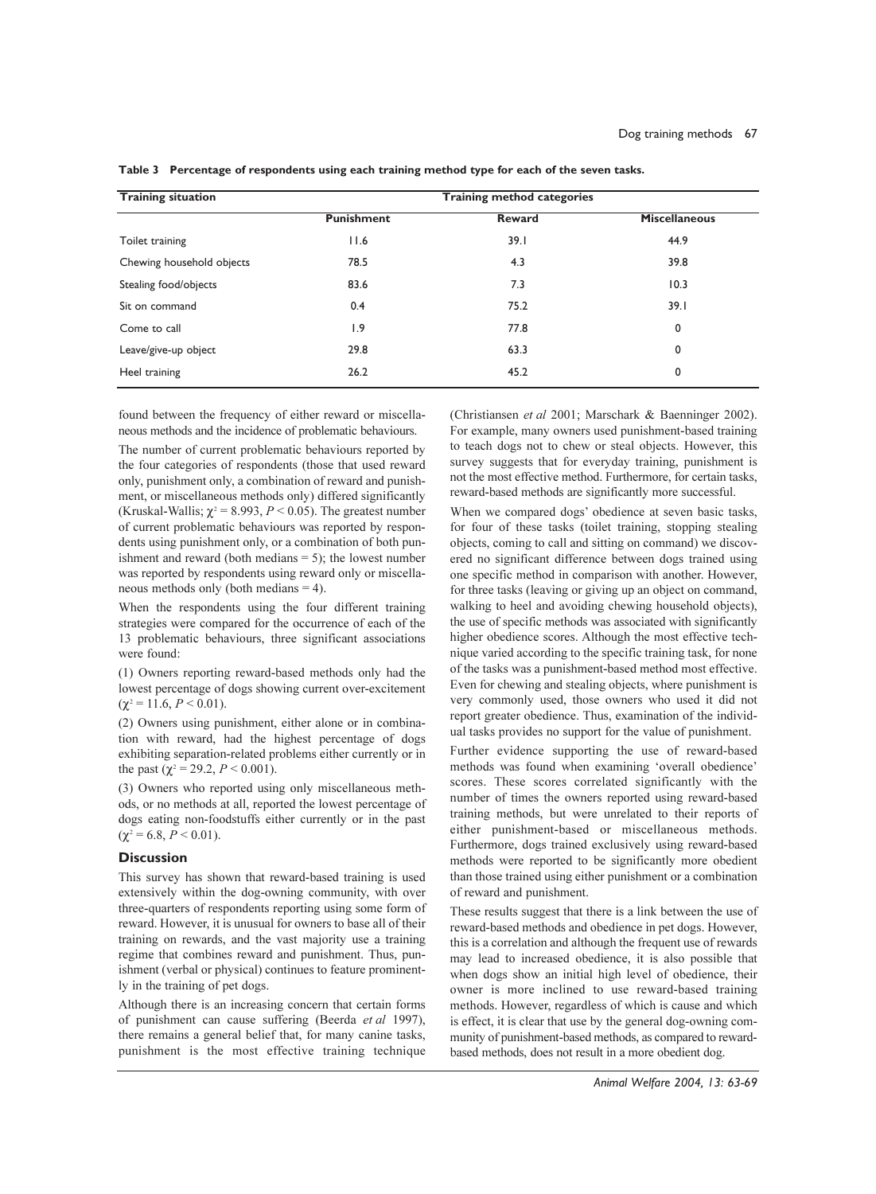**Table 3 Percentage of respondents using each training method type for each of the seven tasks.**

| Training situation | Training method categories | | |
|---|---|---|---|
| | **Punishment** | **Reward** | **Miscellaneous** |
| Toilet training | 11.6 | 39.1 | 44.9 |
| Chewing household objects | 78.5 | 4.3 | 39.8 |
| Stealing food/objects | 83.6 | 7.3 | 10.3 |
| Sit on command | 0.4 | 75.2 | 39.1 |
| Come to call | 1.9 | 77.8 | 0 |
| Leave/give-up object | 29.8 | 63.3 | 0 |
| Heel training | 26.2 | 45.2 | 0 |

found between the frequency of either reward or miscellaneous methods and the incidence of problematic behaviours.

The number of current problematic behaviours reported by the four categories of respondents (those that used reward only, punishment only, a combination of reward and punishment, or miscellaneous methods only) differed significantly (Kruskal-Wallis; $\chi^2 = 8.993$, $P < 0.05$). The greatest number of current problematic behaviours was reported by respondents using punishment only, or a combination of both punishment and reward (both medians = 5); the lowest number was reported by respondents using reward only or miscellaneous methods only (both medians = 4).

When the respondents using the four different training strategies were compared for the occurrence of each of the 13 problematic behaviours, three significant associations were found:

(1) Owners reporting reward-based methods only had the lowest percentage of dogs showing current over-excitement ($\chi^2 = 11.6$, $P < 0.01$).

(2) Owners using punishment, either alone or in combination with reward, had the highest percentage of dogs exhibiting separation-related problems either currently or in the past ($\chi^2 = 29.2$, $P < 0.001$).

(3) Owners who reported using only miscellaneous methods, or no methods at all, reported the lowest percentage of dogs eating non-foodstuffs either currently or in the past ($\chi^2 = 6.8$, $P < 0.01$).

## Discussion

This survey has shown that reward-based training is used extensively within the dog-owning community, with over three-quarters of respondents reporting using some form of reward. However, it is unusual for owners to base all of their training on rewards, and the vast majority use a training regime that combines reward and punishment. Thus, punishment (verbal or physical) continues to feature prominently in the training of pet dogs.

Although there is an increasing concern that certain forms of punishment can cause suffering (Beerda *et al* 1997), there remains a general belief that, for many canine tasks, punishment is the most effective training technique (Christiansen *et al* 2001; Marschark & Baenninger 2002). For example, many owners used punishment-based training to teach dogs not to chew or steal objects. However, this survey suggests that for everyday training, punishment is not the most effective method. Furthermore, for certain tasks, reward-based methods are significantly more successful.

When we compared dogs' obedience at seven basic tasks, for four of these tasks (toilet training, stopping stealing objects, coming to call and sitting on command) we discovered no significant difference between dogs trained using one specific method in comparison with another. However, for three tasks (leaving or giving up an object on command, walking to heel and avoiding chewing household objects), the use of specific methods was associated with significantly higher obedience scores. Although the most effective technique varied according to the specific training task, for none of the tasks was a punishment-based method most effective. Even for chewing and stealing objects, where punishment is very commonly used, those owners who used it did not report greater obedience. Thus, examination of the individual tasks provides no support for the value of punishment.

Further evidence supporting the use of reward-based methods was found when examining 'overall obedience' scores. These scores correlated significantly with the number of times the owners reported using reward-based training methods, but were unrelated to their reports of either punishment-based or miscellaneous methods. Furthermore, dogs trained exclusively using reward-based methods were reported to be significantly more obedient than those trained using either punishment or a combination of reward and punishment.

These results suggest that there is a link between the use of reward-based methods and obedience in pet dogs. However, this is a correlation and although the frequent use of rewards may lead to increased obedience, it is also possible that when dogs show an initial high level of obedience, their owner is more inclined to use reward-based training methods. However, regardless of which is cause and which is effect, it is clear that use by the general dog-owning community of punishment-based methods, as compared to reward-based methods, does not result in a more obedient dog.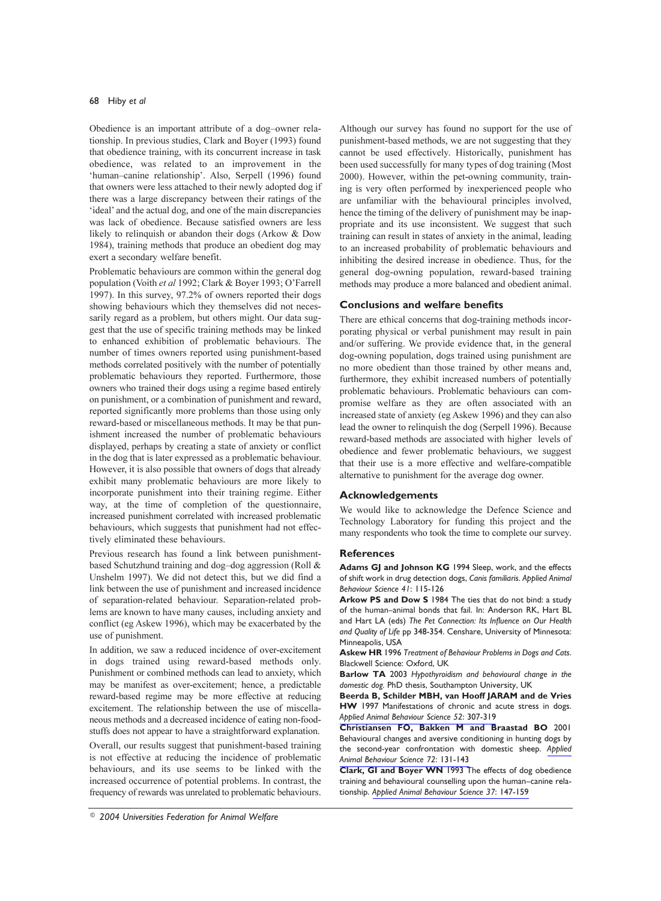Obedience is an important attribute of a dog–owner relationship. In previous studies, Clark and Boyer (1993) found that obedience training, with its concurrent increase in task obedience, was related to an improvement in the 'human–canine relationship'. Also, Serpell (1996) found that owners were less attached to their newly adopted dog if there was a large discrepancy between their ratings of the 'ideal' and the actual dog, and one of the main discrepancies was lack of obedience. Because satisfied owners are less likely to relinquish or abandon their dogs (Arkow & Dow 1984), training methods that produce an obedient dog may exert a secondary welfare benefit.

Problematic behaviours are common within the general dog population (Voith *et al* 1992; Clark & Boyer 1993; O'Farrell 1997). In this survey, 97.2% of owners reported their dogs showing behaviours which they themselves did not necessarily regard as a problem, but others might. Our data suggest that the use of specific training methods may be linked to enhanced exhibition of problematic behaviours. The number of times owners reported using punishment-based methods correlated positively with the number of potentially problematic behaviours they reported. Furthermore, those owners who trained their dogs using a regime based entirely on punishment, or a combination of punishment and reward, reported significantly more problems than those using only reward-based or miscellaneous methods. It may be that punishment increased the number of problematic behaviours displayed, perhaps by creating a state of anxiety or conflict in the dog that is later expressed as a problematic behaviour. However, it is also possible that owners of dogs that already exhibit many problematic behaviours are more likely to incorporate punishment into their training regime. Either way, at the time of completion of the questionnaire, increased punishment correlated with increased problematic behaviours, which suggests that punishment had not effectively eliminated these behaviours.

Previous research has found a link between punishment-based Schutzhund training and dog–dog aggression (Roll & Unshelm 1997). We did not detect this, but we did find a link between the use of punishment and increased incidence of separation-related behaviour. Separation-related problems are known to have many causes, including anxiety and conflict (eg Askew 1996), which may be exacerbated by the use of punishment.

In addition, we saw a reduced incidence of over-excitement in dogs trained using reward-based methods only. Punishment or combined methods can lead to anxiety, which may be manifest as over-excitement; hence, a predictable reward-based regime may be more effective at reducing excitement. The relationship between the use of miscellaneous methods and a decreased incidence of eating non-foodstuffs does not appear to have a straightforward explanation.

Overall, our results suggest that punishment-based training is not effective at reducing the incidence of problematic behaviours, and its use seems to be linked with the increased occurrence of potential problems. In contrast, the frequency of rewards was unrelated to problematic behaviours.

Although our survey has found no support for the use of punishment-based methods, we are not suggesting that they cannot be used effectively. Historically, punishment has been used successfully for many types of dog training (Most 2000). However, within the pet-owning community, training is very often performed by inexperienced people who are unfamiliar with the behavioural principles involved, hence the timing of the delivery of punishment may be inappropriate and its use inconsistent. We suggest that such training can result in states of anxiety in the animal, leading to an increased probability of problematic behaviours and inhibiting the desired increase in obedience. Thus, for the general dog-owning population, reward-based training methods may produce a more balanced and obedient animal.

## Conclusions and welfare benefits

There are ethical concerns that dog-training methods incorporating physical or verbal punishment may result in pain and/or suffering. We provide evidence that, in the general dog-owning population, dogs trained using punishment are no more obedient than those trained by other means and, furthermore, they exhibit increased numbers of potentially problematic behaviours. Problematic behaviours can compromise welfare as they are often associated with an increased state of anxiety (eg Askew 1996) and they can also lead the owner to relinquish the dog (Serpell 1996). Because reward-based methods are associated with higher levels of obedience and fewer problematic behaviours, we suggest that their use is a more effective and welfare-compatible alternative to punishment for the average dog owner.

## Acknowledgements

We would like to acknowledge the Defence Science and Technology Laboratory for funding this project and the many respondents who took the time to complete our survey.

## References

**Adams GJ and Johnson KG** 1994 Sleep, work, and the effects of shift work in drug detection dogs, *Canis familiaris*. *Applied Animal Behaviour Science 41*: 115-126

**Arkow PS and Dow S** 1984 The ties that do not bind: a study of the human–animal bonds that fail. In: Anderson RK, Hart BL and Hart LA (eds) *The Pet Connection: Its Influence on Our Health and Quality of Life* pp 348-354. Censhare, University of Minnesota: Minneapolis, USA

**Askew HR** 1996 *Treatment of Behaviour Problems in Dogs and Cats.* Blackwell Science: Oxford, UK

**Barlow TA** 2003 *Hypothyroidism and behavioural change in the domestic dog.* PhD thesis, Southampton University, UK

**Beerda B, Schilder MBH, van Hooff JARAM and de Vries HW** 1997 Manifestations of chronic and acute stress in dogs. *Applied Animal Behaviour Science 52*: 307-319

**Christiansen FO, Bakken M and Braastad BO** 2001 Behavioural changes and aversive conditioning in hunting dogs by the second-year confrontation with domestic sheep. *Applied Animal Behaviour Science* 72: 131-143

**Clark, GI and Boyer WN** 1993 The effects of dog obedience training and behavioural counselling upon the human–canine relationship. *Applied Animal Behaviour Science 37*: 147-159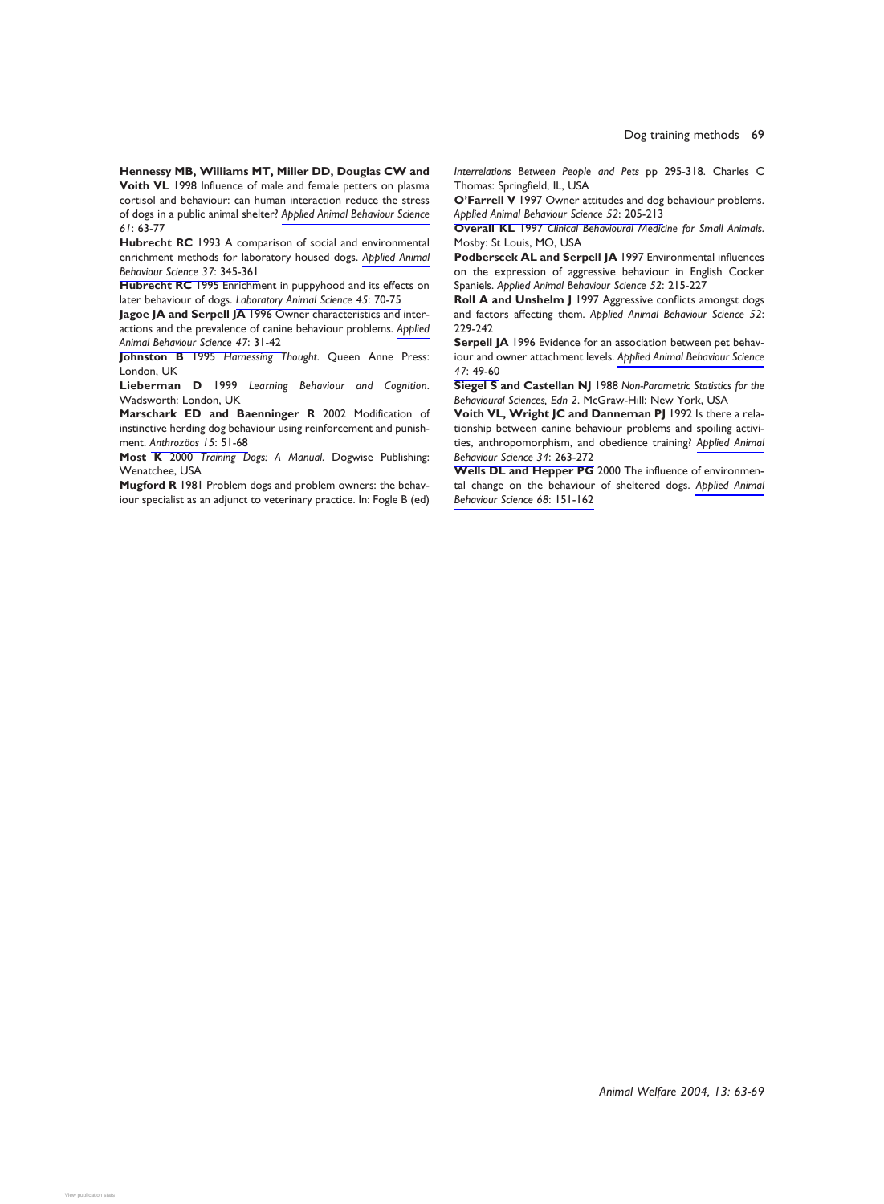**Hennessy MB, Williams MT, Miller DD, Douglas CW and Voith VL** 1998 Influence of male and female petters on plasma cortisol and behaviour: can human interaction reduce the stress of dogs in a public animal shelter? *Applied Animal Behaviour Science 61*: 63-77

**Hubrecht RC** 1993 A comparison of social and environmental enrichment methods for laboratory housed dogs. *Applied Animal Behaviour Science 37*: 345-361

**Hubrecht RC** 1995 Enrichment in puppyhood and its effects on later behaviour of dogs. *Laboratory Animal Science 45*: 70-75

**Jagoe JA and Serpell JA** 1996 Owner characteristics and interactions and the prevalence of canine behaviour problems. *Applied Animal Behaviour Science 47*: 31-42

**Johnston B** 1995 *Harnessing Thought*. Queen Anne Press: London, UK

**Lieberman D** 1999 *Learning Behaviour and Cognition*. Wadsworth: London, UK

**Marschark ED and Baenninger R** 2002 Modification of instinctive herding dog behaviour using reinforcement and punishment. *Anthrozöos 15*: 51-68

**Most K** 2000 *Training Dogs: A Manual*. Dogwise Publishing: Wenatchee, USA

**Mugford R** 1981 Problem dogs and problem owners: the behaviour specialist as an adjunct to veterinary practice. In: Fogle B (ed) *Interrelations Between People and Pets* pp 295-318. Charles C Thomas: Springfield, IL, USA

**O'Farrell V** 1997 Owner attitudes and dog behaviour problems. *Applied Animal Behaviour Science 52*: 205-213

**Overall KL** 1997 *Clinical Behavioural Medicine for Small Animals*. Mosby: St Louis, MO, USA

**Podberscek AL and Serpell JA** 1997 Environmental influences on the expression of aggressive behaviour in English Cocker Spaniels. *Applied Animal Behaviour Science 52*: 215-227

**Roll A and Unshelm J** 1997 Aggressive conflicts amongst dogs and factors affecting them. *Applied Animal Behaviour Science 52*: 229-242

**Serpell JA** 1996 Evidence for an association between pet behaviour and owner attachment levels. *Applied Animal Behaviour Science 47*: 49-60

**Siegel S and Castellan NJ** 1988 *Non-Parametric Statistics for the Behavioural Sciences, Edn 2*. McGraw-Hill: New York, USA

**Voith VL, Wright JC and Danneman PJ** 1992 Is there a relationship between canine behaviour problems and spoiling activities, anthropomorphism, and obedience training? *Applied Animal Behaviour Science 34*: 263-272

**Wells DL and Hepper PG** 2000 The influence of environmental change on the behaviour of sheltered dogs. *Applied Animal Behaviour Science 68*: 151-162